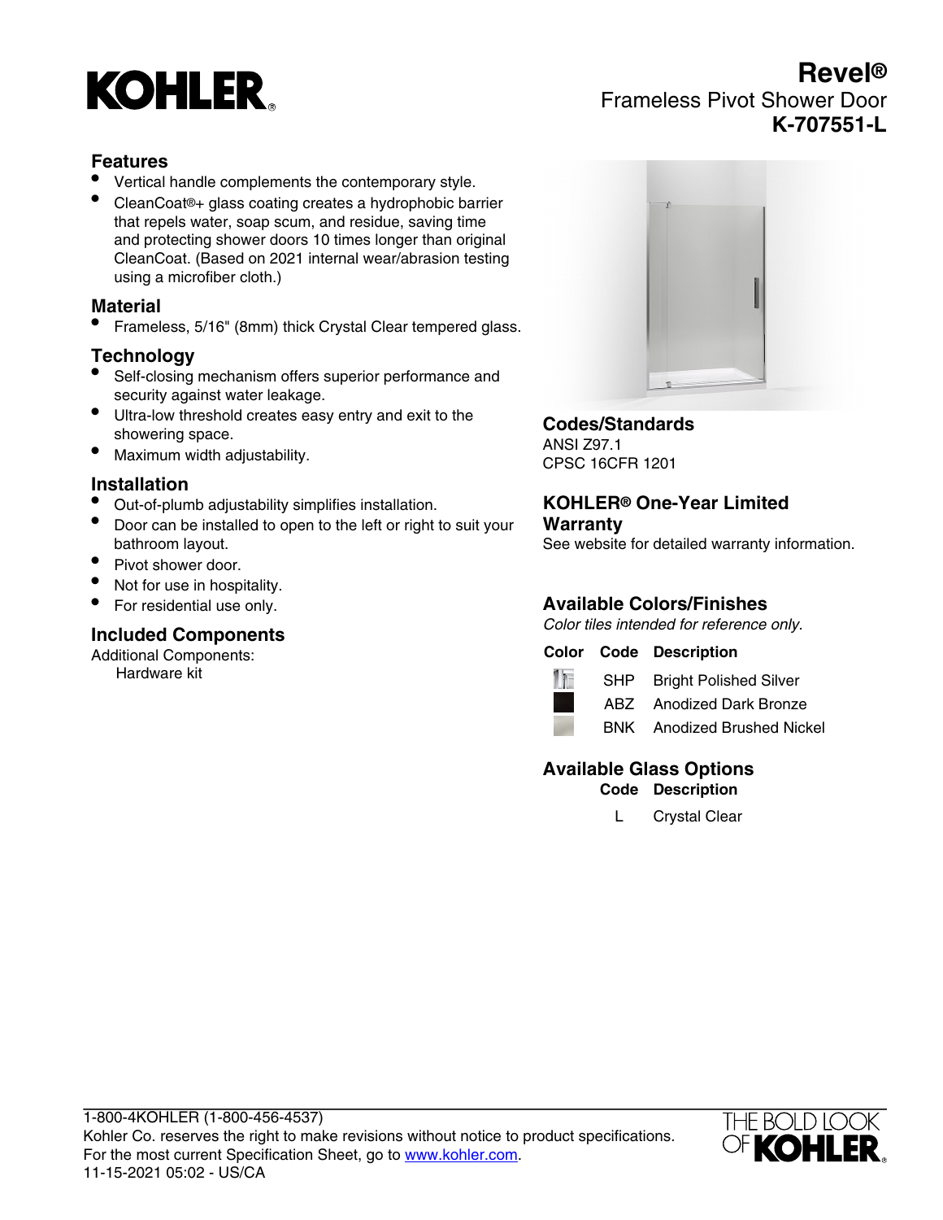# KOHLER

# Revel®

Frameless Pivot Shower Door

**K-707551-L**

## Features

- Vertical handle complements the contemporary style.
- CleanCoat®+ glass coating creates a hydrophobic barrier that repels water, soap scum, and residue, saving time and protecting shower doors 10 times longer than original CleanCoat. (Based on 2021 internal wear/abrasion testing using a microfiber cloth.)

## Material

- Frameless, 5/16" (8mm) thick Crystal Clear tempered glass.

## Technology

- Self-closing mechanism offers superior performance and security against water leakage.
- Ultra-low threshold creates easy entry and exit to the showering space.
- Maximum width adjustability.

## Installation

- Out-of-plumb adjustability simplifies installation.
- Door can be installed to open to the left or right to suit your bathroom layout.
- Pivot shower door.
- Not for use in hospitality.
- For residential use only.

## Included Components

Additional Components:
Hardware kit

## Codes/Standards

ANSI Z97.1
CPSC 16CFR 1201

## KOHLER® One-Year Limited Warranty

See website for detailed warranty information.

## Available Colors/Finishes

*Color tiles intended for reference only.*

| Color | Code | Description |
|---|---|---|
| | SHP | Bright Polished Silver |
| | ABZ | Anodized Dark Bronze |
| | BNK | Anodized Brushed Nickel |

## Available Glass Options

| Code | Description |
|---|---|
| L | Crystal Clear |

1-800-4KOHLER (1-800-456-4537)
Kohler Co. reserves the right to make revisions without notice to product specifications.
For the most current Specification Sheet, go to www.kohler.com.
11-15-2021 05:02 - US/CA

THE BOLD LOOK OF KOHLER®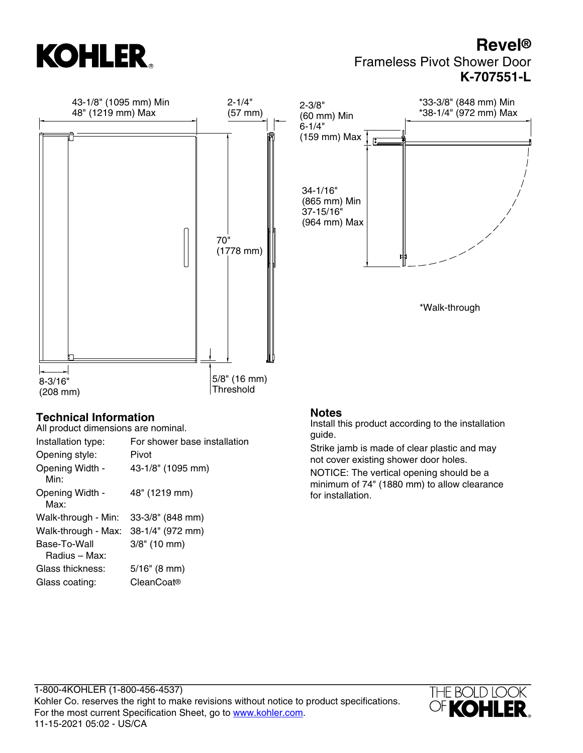# Revel®

Frameless Pivot Shower Door

**K-707551-L**

43-1/8" (1095 mm) Min
48" (1219 mm) Max

2-1/4"
(57 mm)

70"
(1778 mm)

8-3/16"
(208 mm)

5/8" (16 mm)
Threshold

2-3/8"
(60 mm) Min
6-1/4"
(159 mm) Max

*33-3/8" (848 mm) Min
*38-1/4" (972 mm) Max

34-1/16"
(865 mm) Min
37-15/16"
(964 mm) Max

*Walk-through

## Technical Information

All product dimensions are nominal.

| | |
|---|---|
| Installation type: | For shower base installation |
| Opening style: | Pivot |
| Opening Width - Min: | 43-1/8" (1095 mm) |
| Opening Width - Max: | 48" (1219 mm) |
| Walk-through - Min: | 33-3/8" (848 mm) |
| Walk-through - Max: | 38-1/4" (972 mm) |
| Base-To-Wall Radius – Max: | 3/8" (10 mm) |
| Glass thickness: | 5/16" (8 mm) |
| Glass coating: | CleanCoat® |

## Notes

Install this product according to the installation guide.

Strike jamb is made of clear plastic and may not cover existing shower door holes.

NOTICE: The vertical opening should be a minimum of 74" (1880 mm) to allow clearance for installation.

1-800-4KOHLER (1-800-456-4537)
Kohler Co. reserves the right to make revisions without notice to product specifications.
For the most current Specification Sheet, go to www.kohler.com.
11-15-2021 05:02 - US/CA